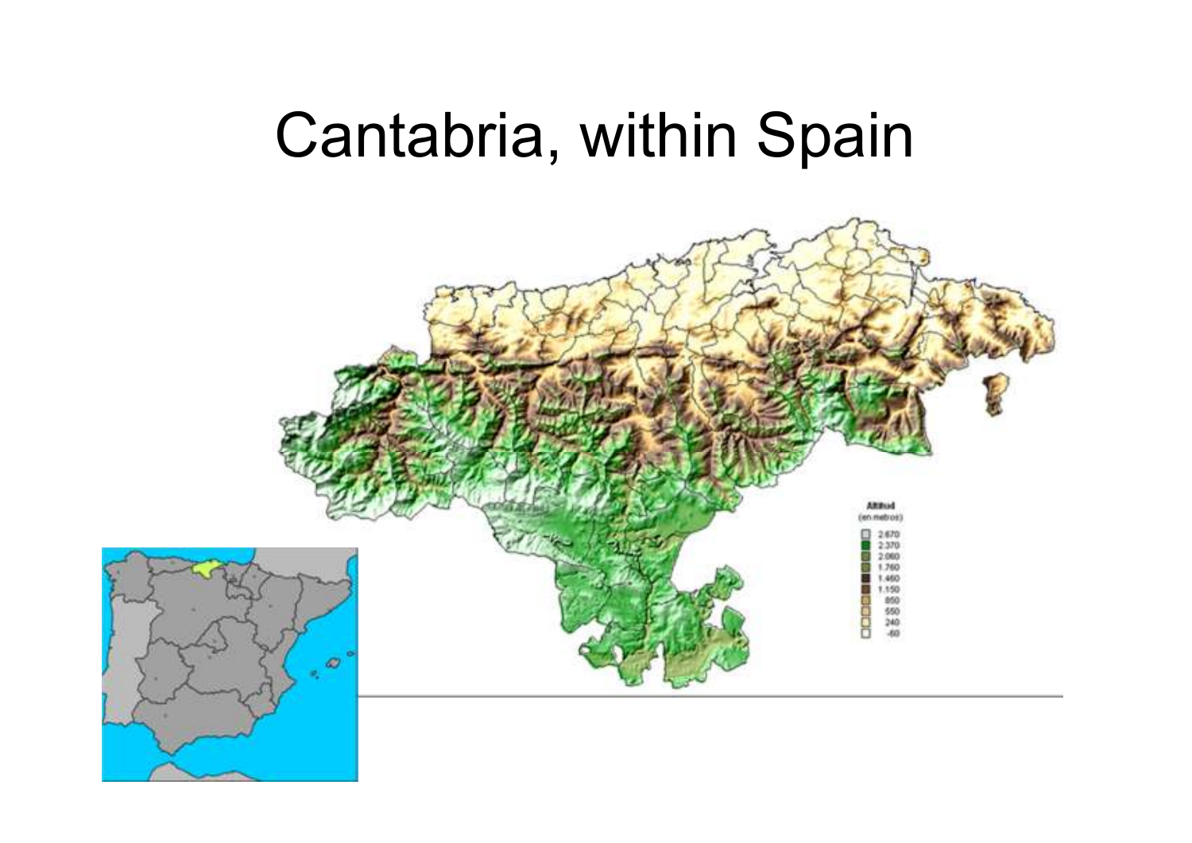# Cantabria, within Spain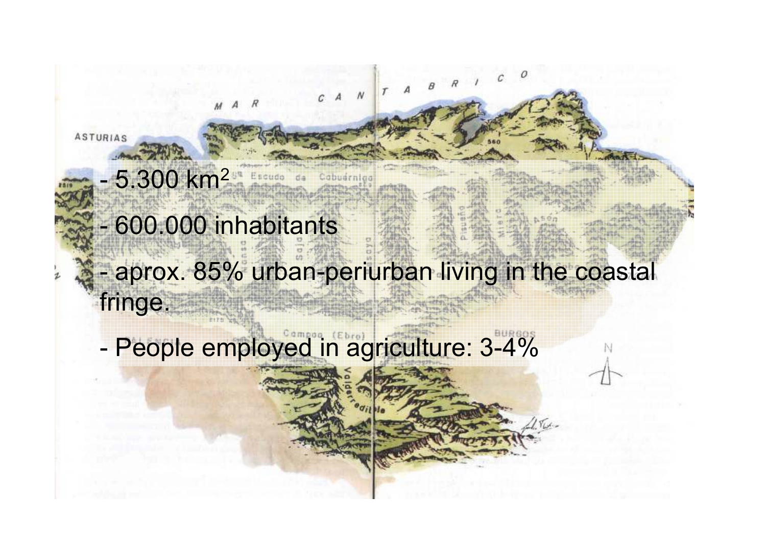- 5.300 $km^2$
- 600.000 inhabitants
- aprox. 85% urban-periurban living in the coastal fringe.
- People employed in agriculture: 3-4%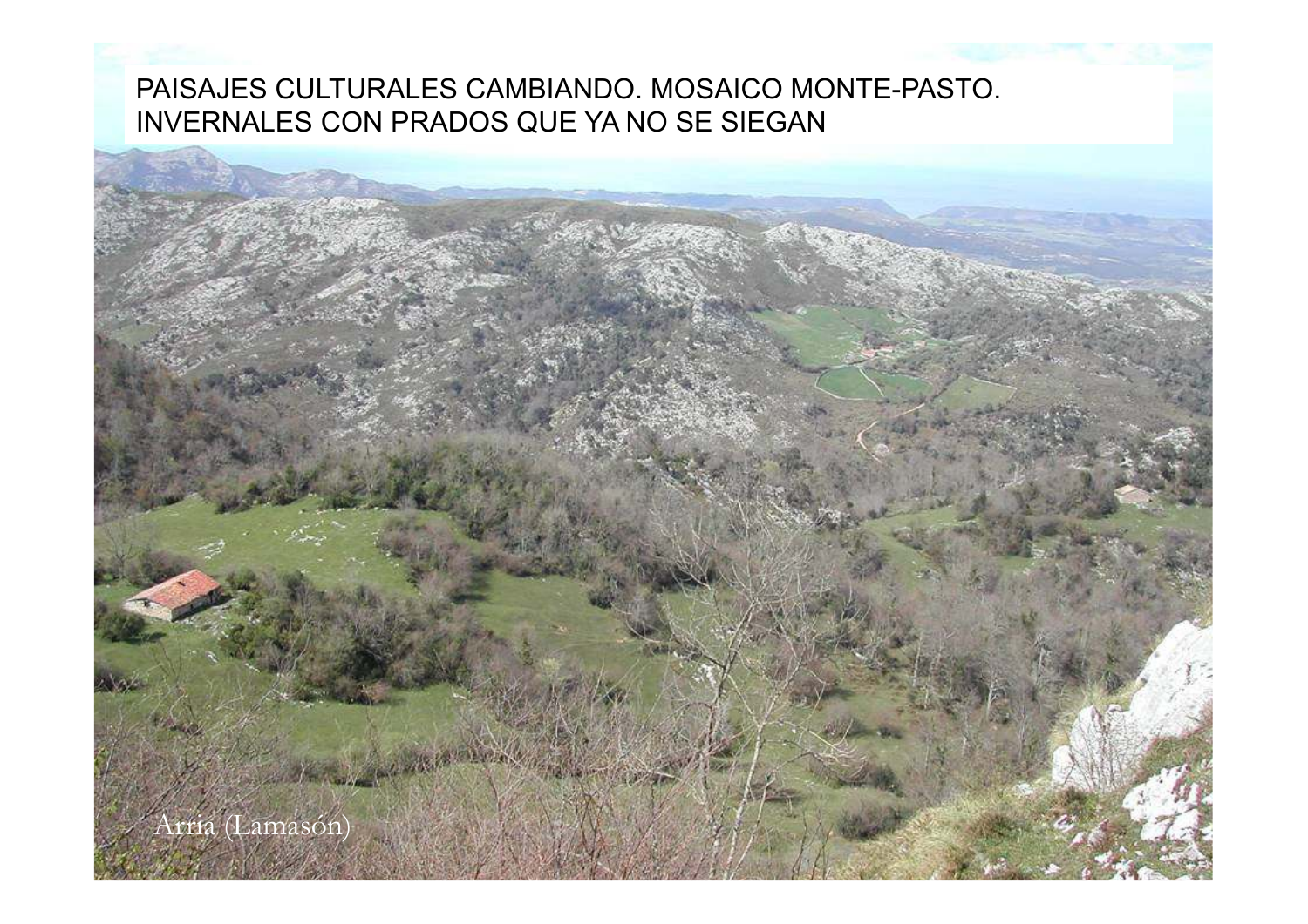PAISAJES CULTURALES CAMBIANDO. MOSAICO MONTE-PASTO. INVERNALES CON PRADOS QUE YA NO SE SIEGAN

Arria (Lamasón)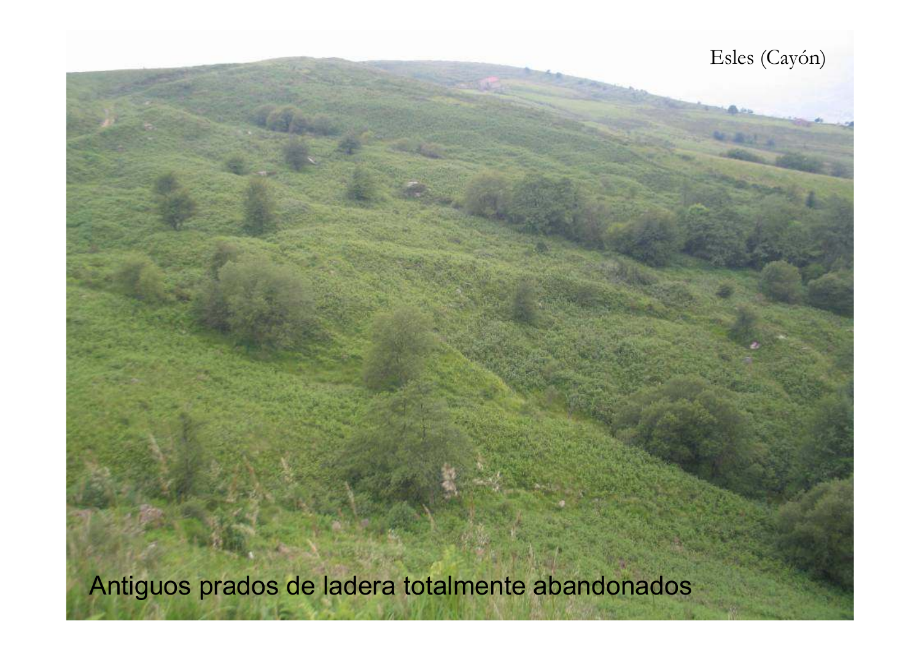Esles (Cayón)

Antiguos prados de ladera totalmente abandonados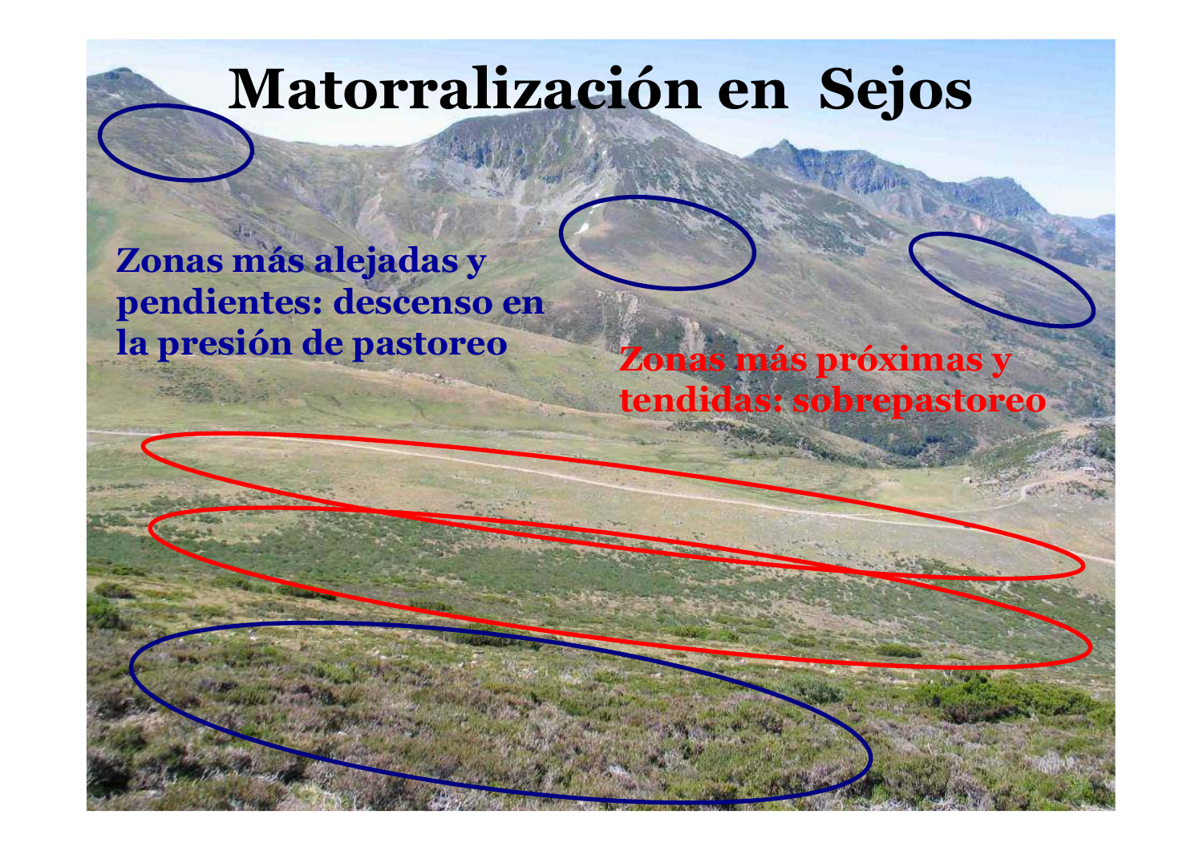# Matorralización en Sejos

Zonas más alejadas y pendientes: descenso en la presión de pastoreo

Zonas más próximas y tendidas: sobrepastoreo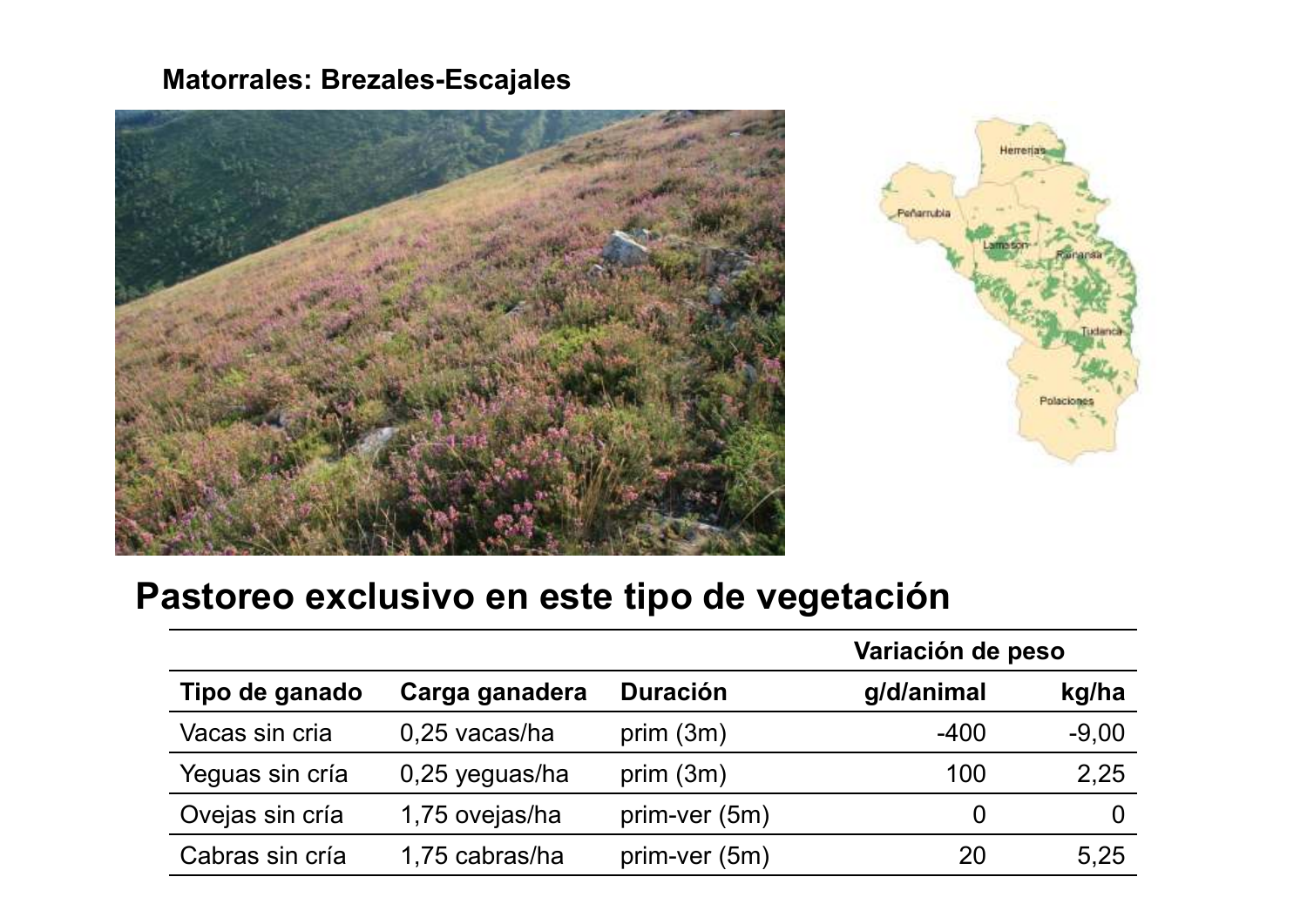**Matorrales: Brezales-Escajales**

## Pastoreo exclusivo en este tipo de vegetación

| | | | Variación de peso | |
|---|---|---|---|---|
| **Tipo de ganado** | **Carga ganadera** | **Duración** | **g/d/animal** | **kg/ha** |
| Vacas sin cria | 0,25 vacas/ha | prim (3m) | -400 | -9,00 |
| Yeguas sin cría | 0,25 yeguas/ha | prim (3m) | 100 | 2,25 |
| Ovejas sin cría | 1,75 ovejas/ha | prim-ver (5m) | 0 | 0 |
| Cabras sin cría | 1,75 cabras/ha | prim-ver (5m) | 20 | 5,25 |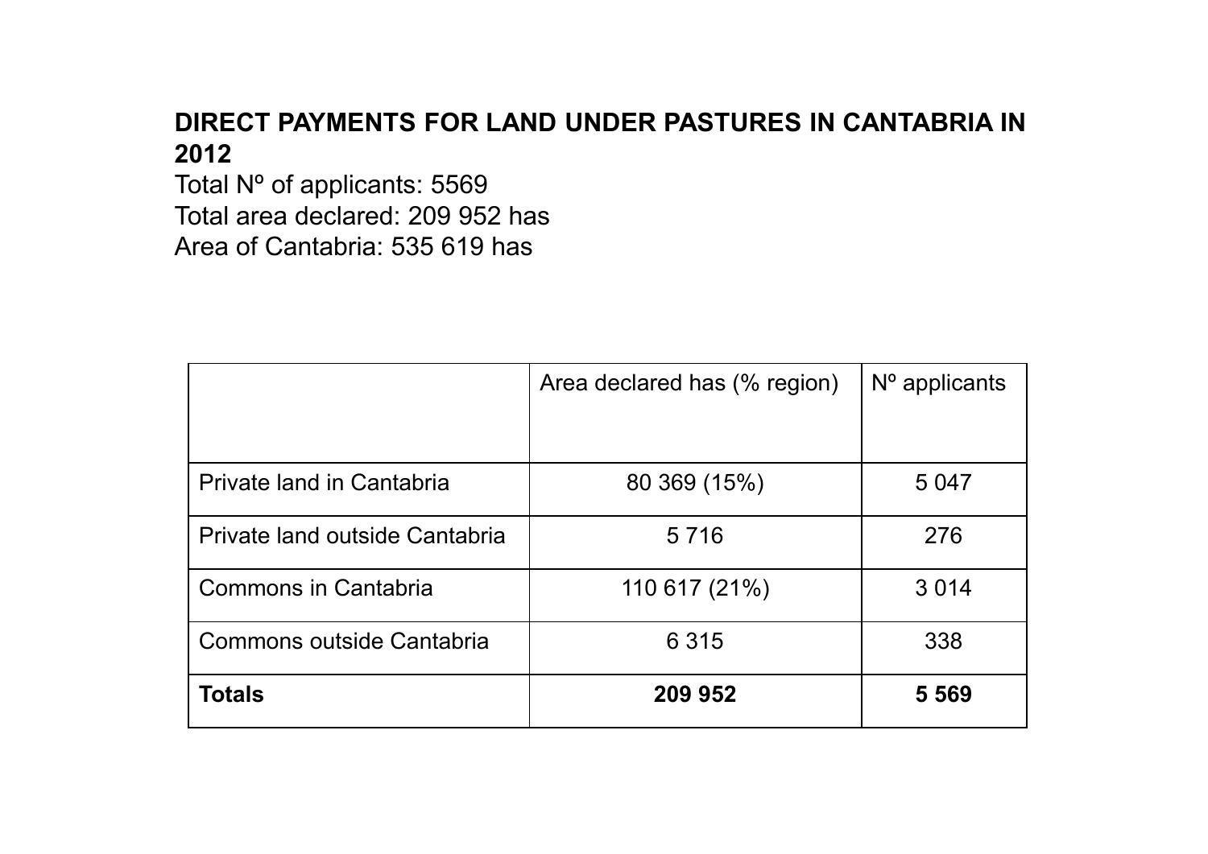**DIRECT PAYMENTS FOR LAND UNDER PASTURES IN CANTABRIA IN 2012**

Total Nº of applicants: 5569

Total area declared: 209 952 has

Area of Cantabria: 535 619 has

| | Area declared has (% region) | Nº applicants |
|---|---|---|
| Private land in Cantabria | 80 369 (15%) | 5 047 |
| Private land outside Cantabria | 5 716 | 276 |
| Commons in Cantabria | 110 617 (21%) | 3 014 |
| Commons outside Cantabria | 6 315 | 338 |
| **Totals** | **209 952** | **5 569** |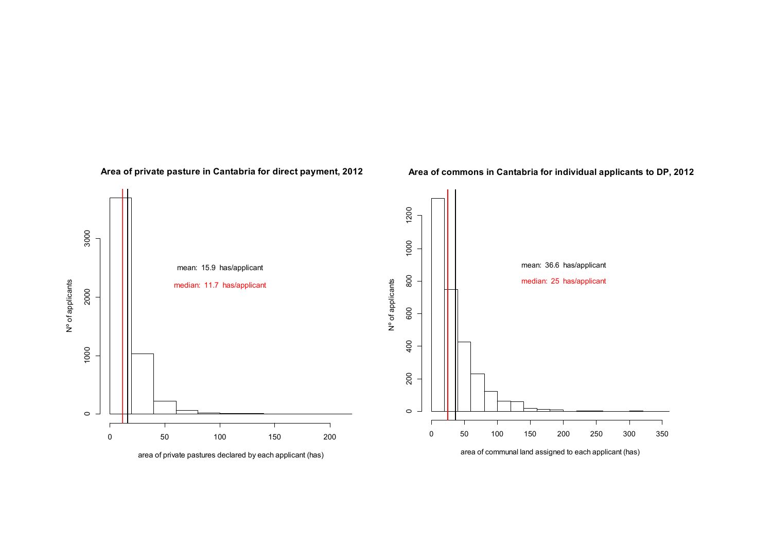**Area of private pasture in Cantabria for direct payment, 2012**

mean: 15.9 has/applicant

median: 11.7 has/applicant

N° of applicants

area of private pastures declared by each applicant (has)

**Area of commons in Cantabria for individual applicants to DP, 2012**

mean: 36.6 has/applicant

median: 25 has/applicant

N° of applicants

area of communal land assigned to each applicant (has)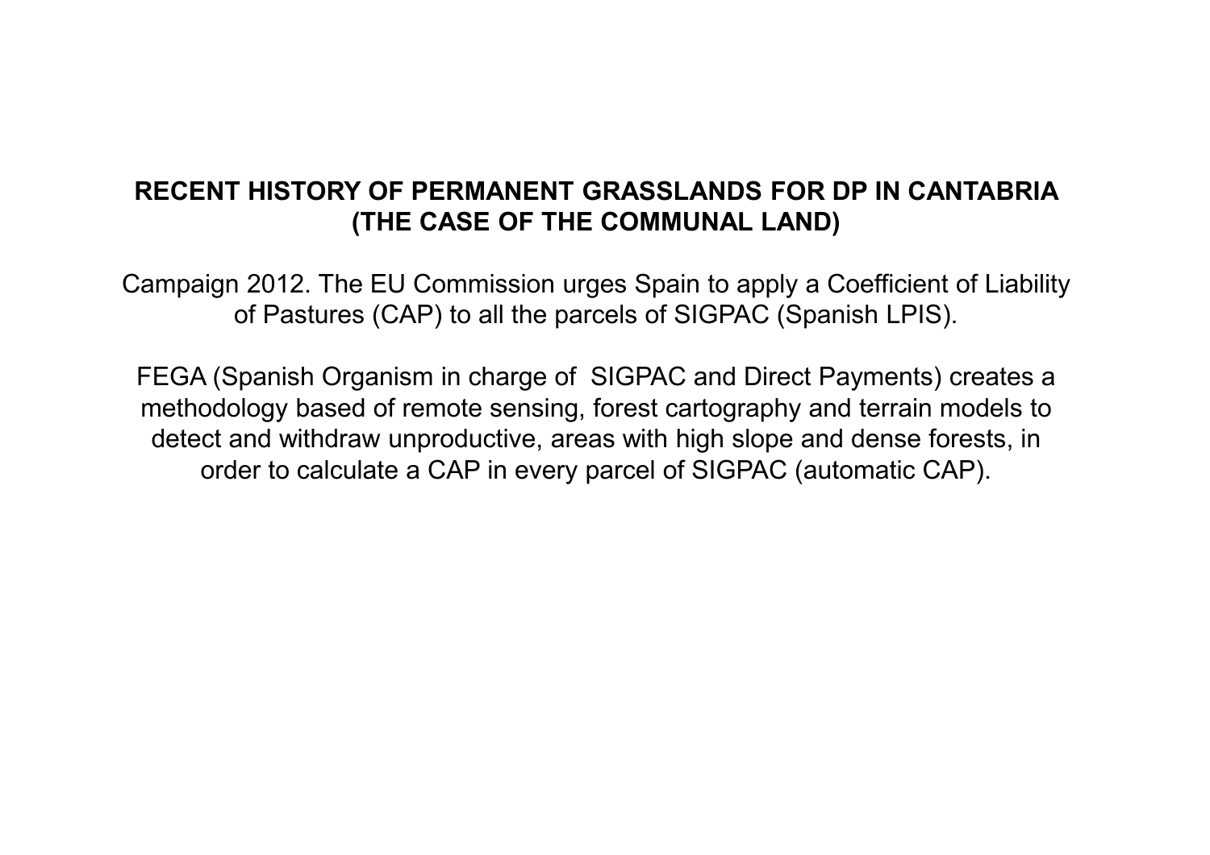## RECENT HISTORY OF PERMANENT GRASSLANDS FOR DP IN CANTABRIA (THE CASE OF THE COMMUNAL LAND)

Campaign 2012. The EU Commission urges Spain to apply a Coefficient of Liability of Pastures (CAP) to all the parcels of SIGPAC (Spanish LPIS).

FEGA (Spanish Organism in charge of SIGPAC and Direct Payments) creates a methodology based of remote sensing, forest cartography and terrain models to detect and withdraw unproductive, areas with high slope and dense forests, in order to calculate a CAP in every parcel of SIGPAC (automatic CAP).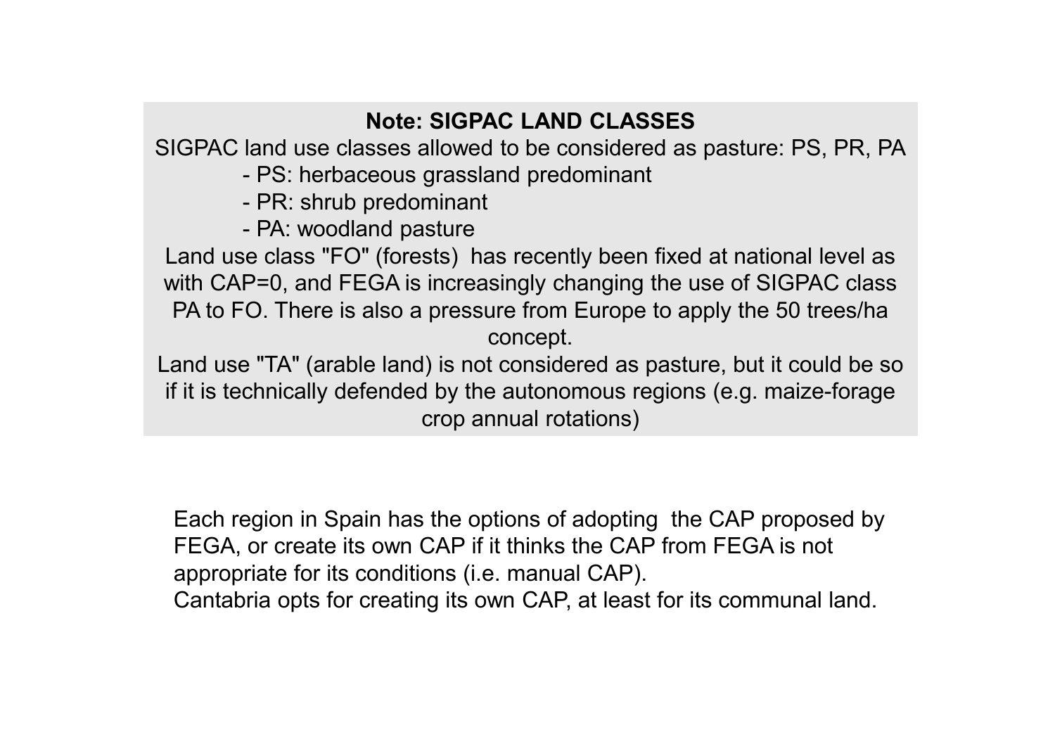**Note: SIGPAC LAND CLASSES**

SIGPAC land use classes allowed to be considered as pasture: PS, PR, PA

- PS: herbaceous grassland predominant
- PR: shrub predominant
- PA: woodland pasture

Land use class "FO" (forests) has recently been fixed at national level as with CAP=0, and FEGA is increasingly changing the use of SIGPAC class PA to FO. There is also a pressure from Europe to apply the 50 trees/ha concept.

Land use "TA" (arable land) is not considered as pasture, but it could be so if it is technically defended by the autonomous regions (e.g. maize-forage crop annual rotations)

Each region in Spain has the options of adopting the CAP proposed by FEGA, or create its own CAP if it thinks the CAP from FEGA is not appropriate for its conditions (i.e. manual CAP).
Cantabria opts for creating its own CAP, at least for its communal land.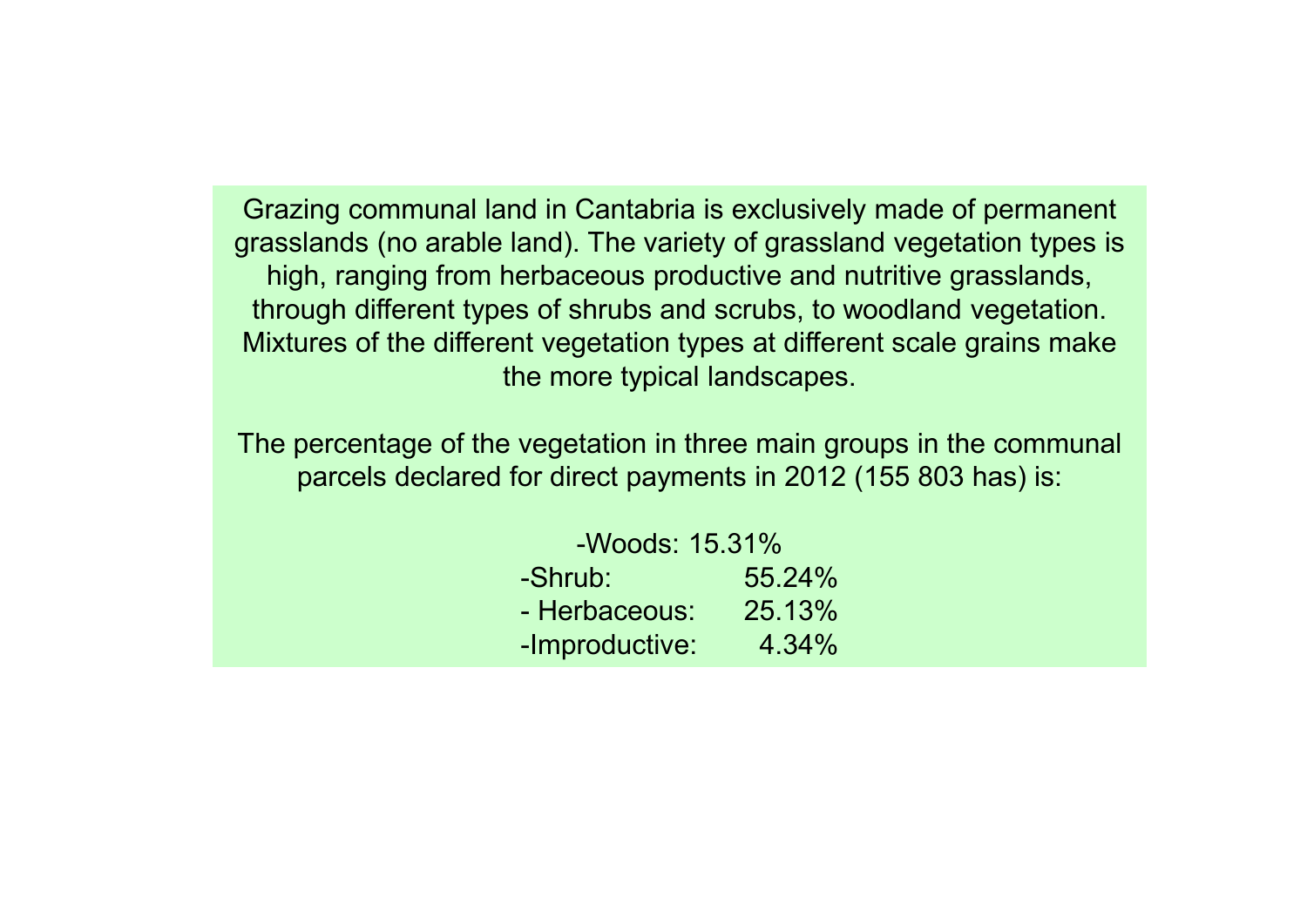Grazing communal land in Cantabria is exclusively made of permanent grasslands (no arable land). The variety of grassland vegetation types is high, ranging from herbaceous productive and nutritive grasslands, through different types of shrubs and scrubs, to woodland vegetation. Mixtures of the different vegetation types at different scale grains make the more typical landscapes.

The percentage of the vegetation in three main groups in the communal parcels declared for direct payments in 2012 (155 803 has) is:

- -Woods: 15.31%
- -Shrub: 55.24%
- - Herbaceous: 25.13%
- -Improductive: 4.34%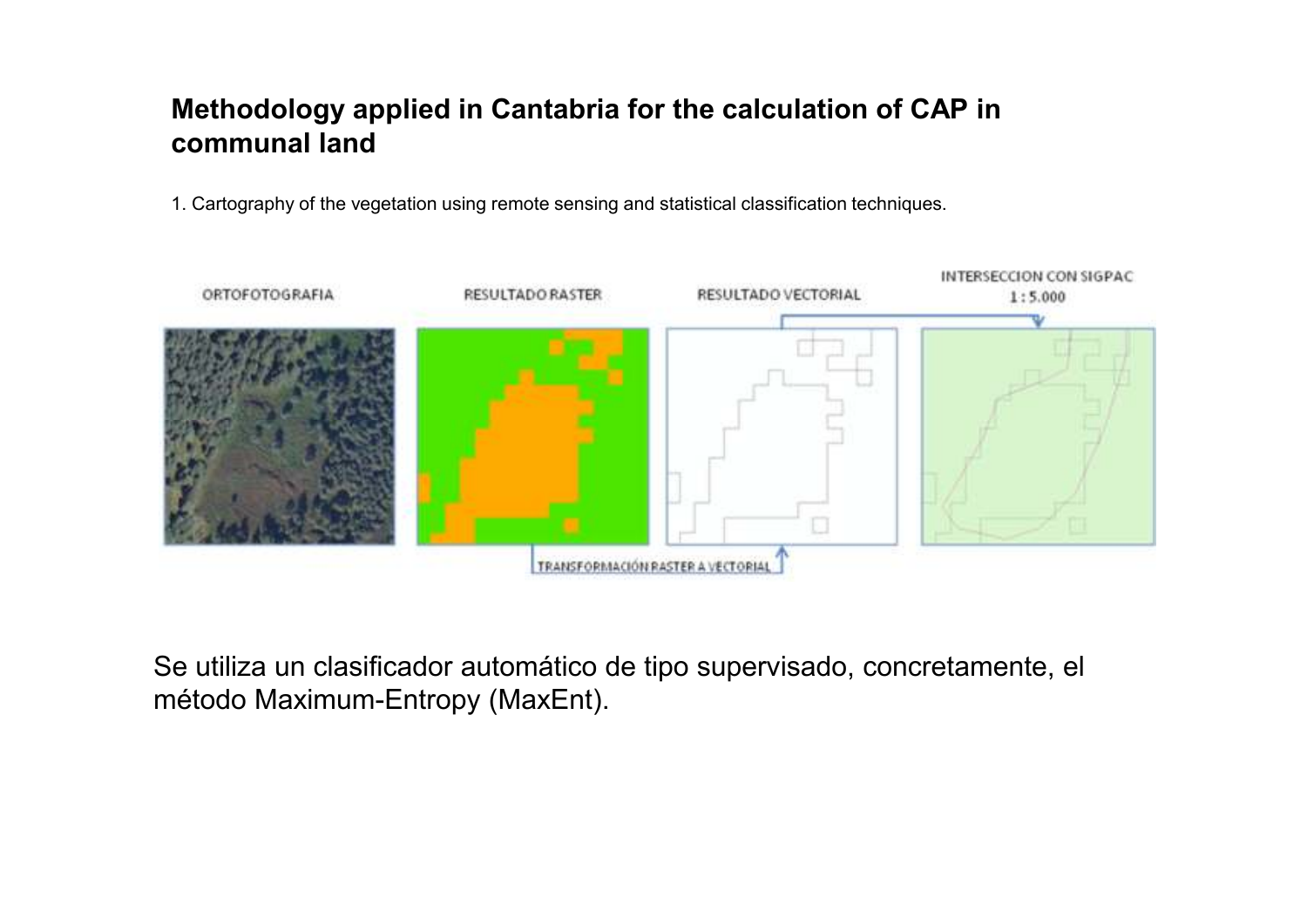# Methodology applied in Cantabria for the calculation of CAP in communal land

1. Cartography of the vegetation using remote sensing and statistical classification techniques.

Se utiliza un clasificador automático de tipo supervisado, concretamente, el método Maximum-Entropy (MaxEnt).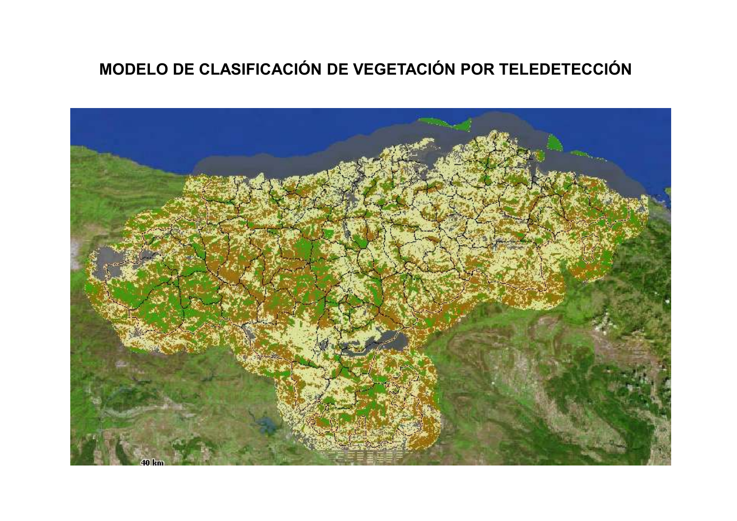# MODELO DE CLASIFICACIÓN DE VEGETACIÓN POR TELEDETECCIÓN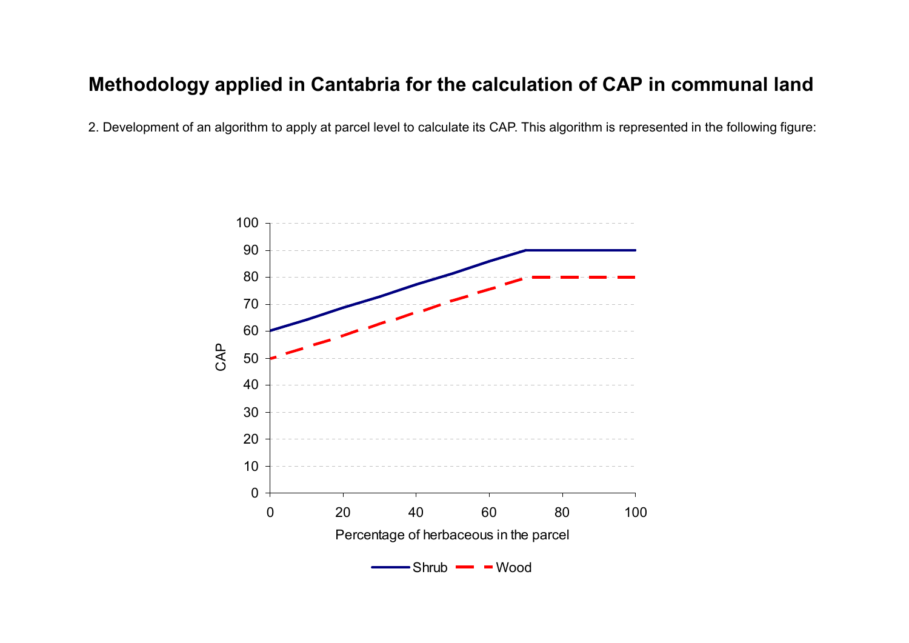# Methodology applied in Cantabria for the calculation of CAP in communal land

2. Development of an algorithm to apply at parcel level to calculate its CAP. This algorithm is represented in the following figure:

CAP

100
90
80
70
60
50
40
30
20
10
0

0 20 40 60 80 100

Percentage of herbaceous in the parcel

Shrub
Wood